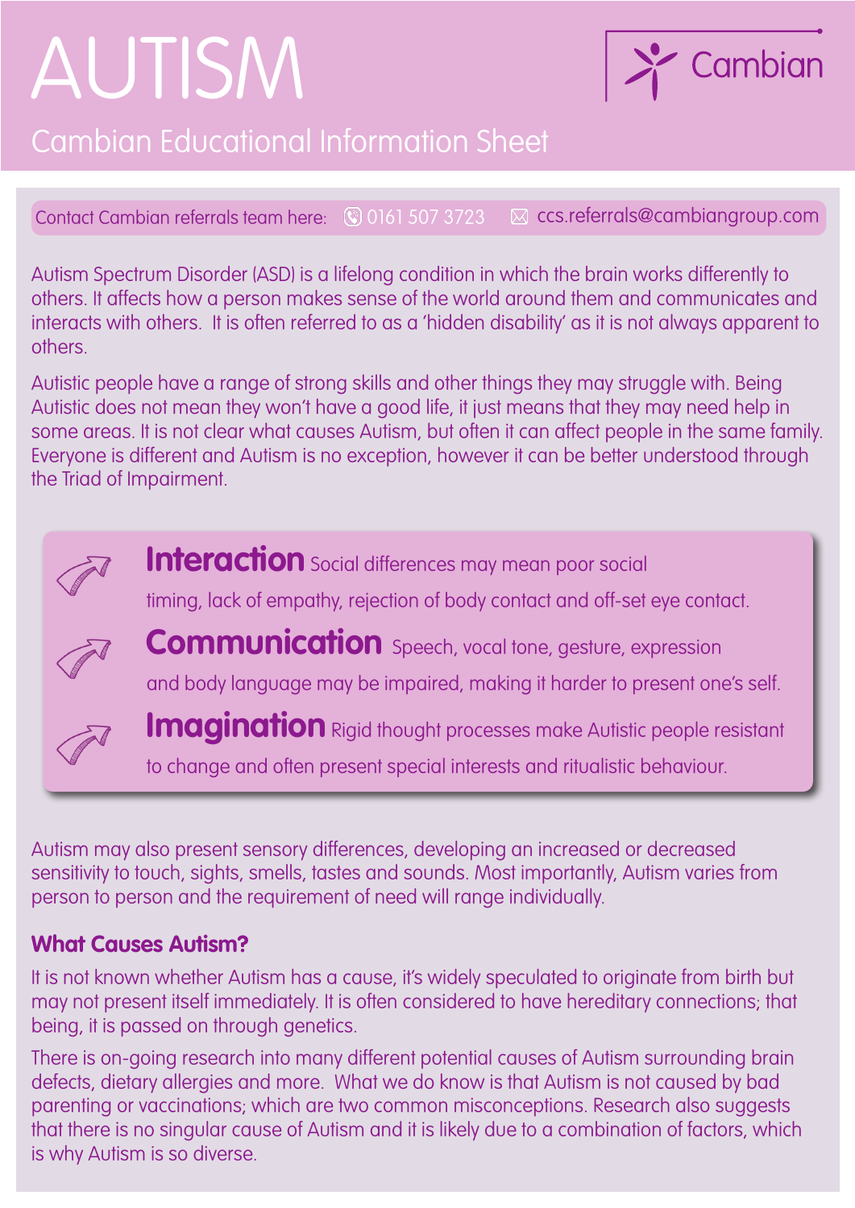# AUTISM

## Cambian Educational Information Sheet

Cambian

Contact Cambian referrals team here: 0161 507 3723 ccs.referrals@cambiangroup.com

Autism Spectrum Disorder (ASD) is a lifelong condition in which the brain works differently to others. It affects how a person makes sense of the world around them and communicates and interacts with others. It is often referred to as a 'hidden disability' as it is not always apparent to others.

Autistic people have a range of strong skills and other things they may struggle with. Being Autistic does not mean they won't have a good life, it just means that they may need help in some areas. It is not clear what causes Autism, but often it can affect people in the same family. Everyone is different and Autism is no exception, however it can be better understood through the Triad of Impairment.

- **Interaction** Social differences may mean poor social timing, lack of empathy, rejection of body contact and off-set eye contact.
- **Communication** Speech, vocal tone, gesture, expression and body language may be impaired, making it harder to present one's self.
- **Imagination** Rigid thought processes make Autistic people resistant to change and often present special interests and ritualistic behaviour.

Autism may also present sensory differences, developing an increased or decreased sensitivity to touch, sights, smells, tastes and sounds. Most importantly, Autism varies from person to person and the requirement of need will range individually.

### What Causes Autism?

It is not known whether Autism has a cause, it's widely speculated to originate from birth but may not present itself immediately. It is often considered to have hereditary connections; that being, it is passed on through genetics.

There is on-going research into many different potential causes of Autism surrounding brain defects, dietary allergies and more. What we do know is that Autism is not caused by bad parenting or vaccinations; which are two common misconceptions. Research also suggests that there is no singular cause of Autism and it is likely due to a combination of factors, which is why Autism is so diverse.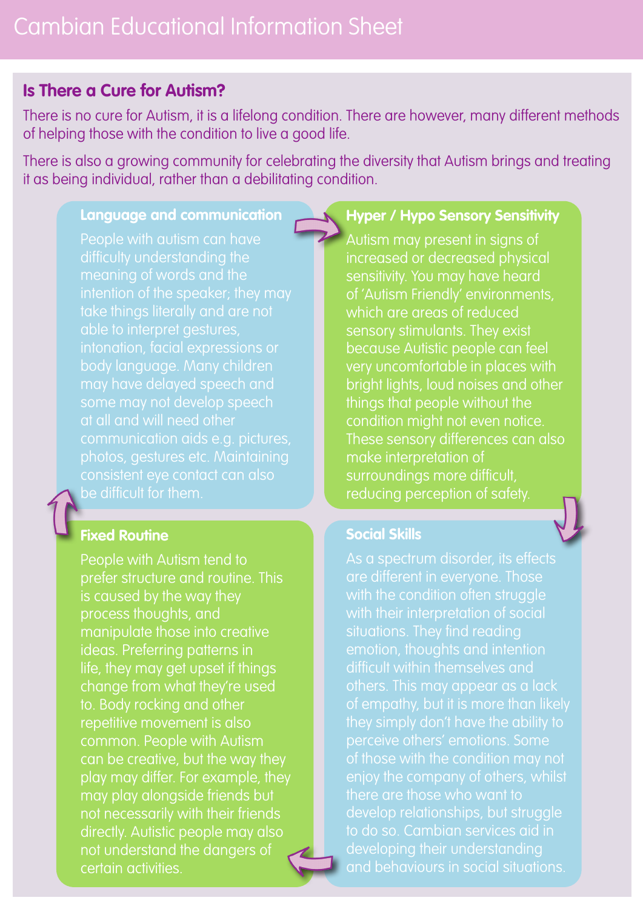# Cambian Educational Information Sheet

## Is There a Cure for Autism?

There is no cure for Autism, it is a lifelong condition. There are however, many different methods of helping those with the condition to live a good life.

There is also a growing community for celebrating the diversity that Autism brings and treating it as being individual, rather than a debilitating condition.

### Language and communication

People with autism can have difficulty understanding the meaning of words and the intention of the speaker; they may take things literally and are not able to interpret gestures, intonation, facial expressions or body language. Many children may have delayed speech and some may not develop speech at all and will need other communication aids e.g. pictures, photos, gestures etc. Maintaining consistent eye contact can also be difficult for them.

### Hyper / Hypo Sensory Sensitivity

Autism may present in signs of increased or decreased physical sensitivity. You may have heard of 'Autism Friendly' environments, which are areas of reduced sensory stimulants. They exist because Autistic people can feel very uncomfortable in places with bright lights, loud noises and other things that people without the condition might not even notice. These sensory differences can also make interpretation of surroundings more difficult, reducing perception of safety.

### Social Skills

As a spectrum disorder, its effects are different in everyone. Those with the condition often struggle with their interpretation of social situations. They find reading emotion, thoughts and intention difficult within themselves and others. This may appear as a lack of empathy, but it is more than likely they simply don't have the ability to perceive others' emotions. Some of those with the condition may not enjoy the company of others, whilst there are those who want to develop relationships, but struggle to do so. Cambian services aid in developing their understanding and behaviours in social situations.

### Fixed Routine

People with Autism tend to prefer structure and routine. This is caused by the way they process thoughts, and manipulate those into creative ideas. Preferring patterns in life, they may get upset if things change from what they're used to. Body rocking and other repetitive movement is also common. People with Autism can be creative, but the way they play may differ. For example, they may play alongside friends but not necessarily with their friends directly. Autistic people may also not understand the dangers of certain activities.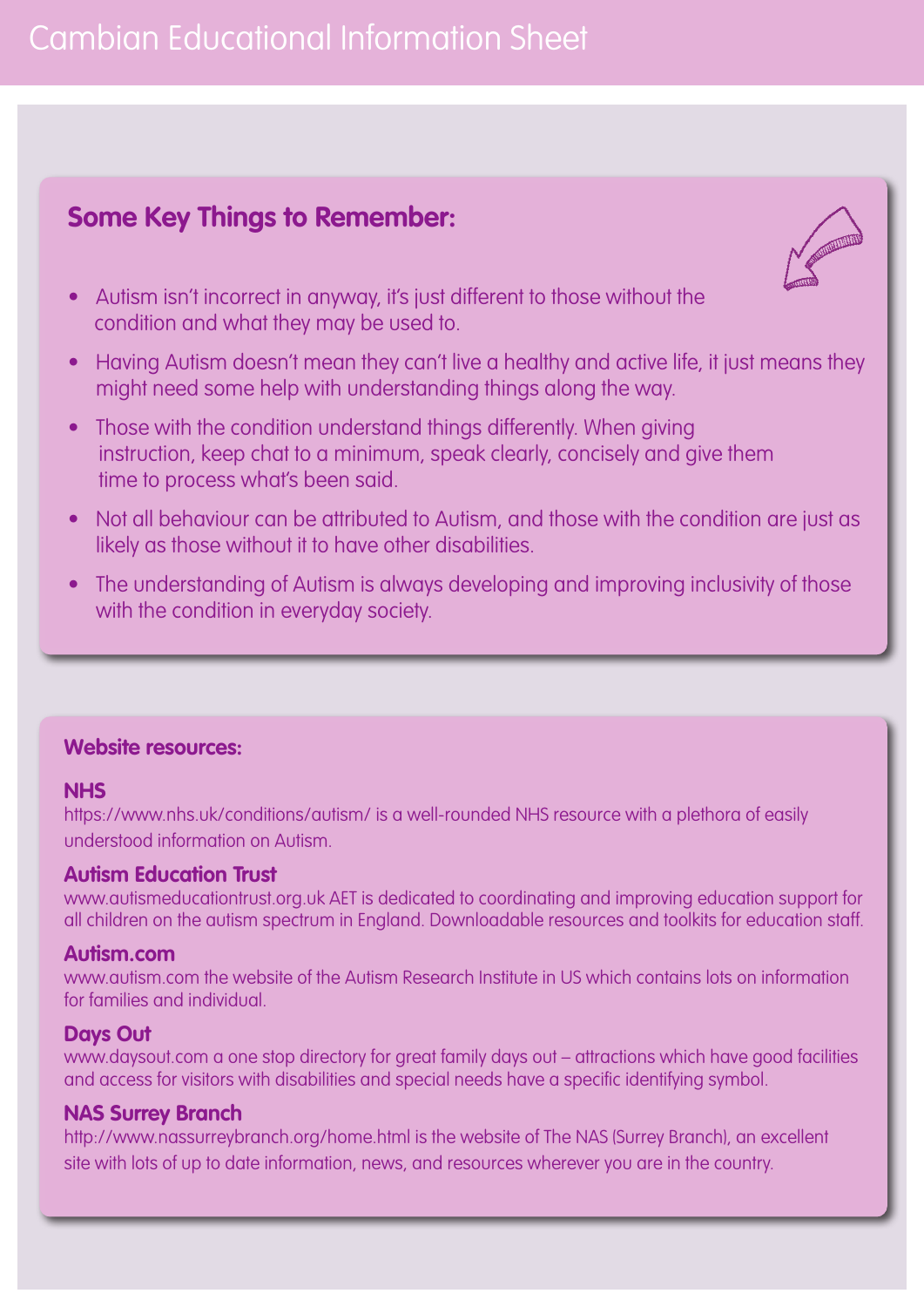# Cambian Educational Information Sheet

## Some Key Things to Remember:

- Autism isn't incorrect in anyway, it's just different to those without the condition and what they may be used to.
- Having Autism doesn't mean they can't live a healthy and active life, it just means they might need some help with understanding things along the way.
- Those with the condition understand things differently. When giving instruction, keep chat to a minimum, speak clearly, concisely and give them time to process what's been said.
- Not all behaviour can be attributed to Autism, and those with the condition are just as likely as those without it to have other disabilities.
- The understanding of Autism is always developing and improving inclusivity of those with the condition in everyday society.

### Website resources:

**NHS**

https://www.nhs.uk/conditions/autism/ is a well-rounded NHS resource with a plethora of easily understood information on Autism.

**Autism Education Trust**

www.autismeducationtrust.org.uk AET is dedicated to coordinating and improving education support for all children on the autism spectrum in England. Downloadable resources and toolkits for education staff.

**Autism.com**

www.autism.com the website of the Autism Research Institute in US which contains lots on information for families and individual.

**Days Out**

www.daysout.com a one stop directory for great family days out – attractions which have good facilities and access for visitors with disabilities and special needs have a specific identifying symbol.

**NAS Surrey Branch**

http://www.nassurreybranch.org/home.html is the website of The NAS (Surrey Branch), an excellent site with lots of up to date information, news, and resources wherever you are in the country.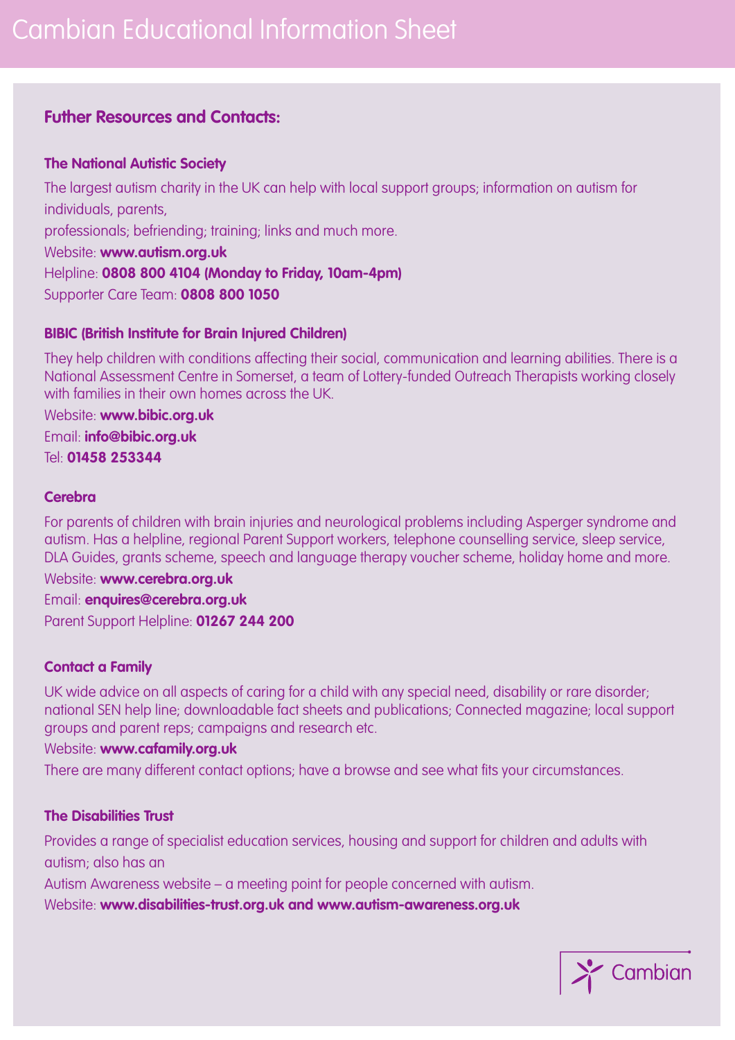# Cambian Educational Information Sheet

## Futher Resources and Contacts:

### The National Autistic Society

The largest autism charity in the UK can help with local support groups; information on autism for individuals, parents, professionals; befriending; training; links and much more.

Website: **www.autism.org.uk**

Helpline: **0808 800 4104 (Monday to Friday, 10am-4pm)**

Supporter Care Team: **0808 800 1050**

### BIBIC (British Institute for Brain Injured Children)

They help children with conditions affecting their social, communication and learning abilities. There is a National Assessment Centre in Somerset, a team of Lottery-funded Outreach Therapists working closely with families in their own homes across the UK.

Website: **www.bibic.org.uk**

Email: **info@bibic.org.uk**

Tel: **01458 253344**

### Cerebra

For parents of children with brain injuries and neurological problems including Asperger syndrome and autism. Has a helpline, regional Parent Support workers, telephone counselling service, sleep service, DLA Guides, grants scheme, speech and language therapy voucher scheme, holiday home and more.

Website: **www.cerebra.org.uk**

Email: **enquires@cerebra.org.uk**

Parent Support Helpline: **01267 244 200**

### Contact a Family

UK wide advice on all aspects of caring for a child with any special need, disability or rare disorder; national SEN help line; downloadable fact sheets and publications; Connected magazine; local support groups and parent reps; campaigns and research etc.

Website: **www.cafamily.org.uk**

There are many different contact options; have a browse and see what fits your circumstances.

### The Disabilities Trust

Provides a range of specialist education services, housing and support for children and adults with autism; also has an Autism Awareness website – a meeting point for people concerned with autism.

Website: **www.disabilities-trust.org.uk and www.autism-awareness.org.uk**

Cambian